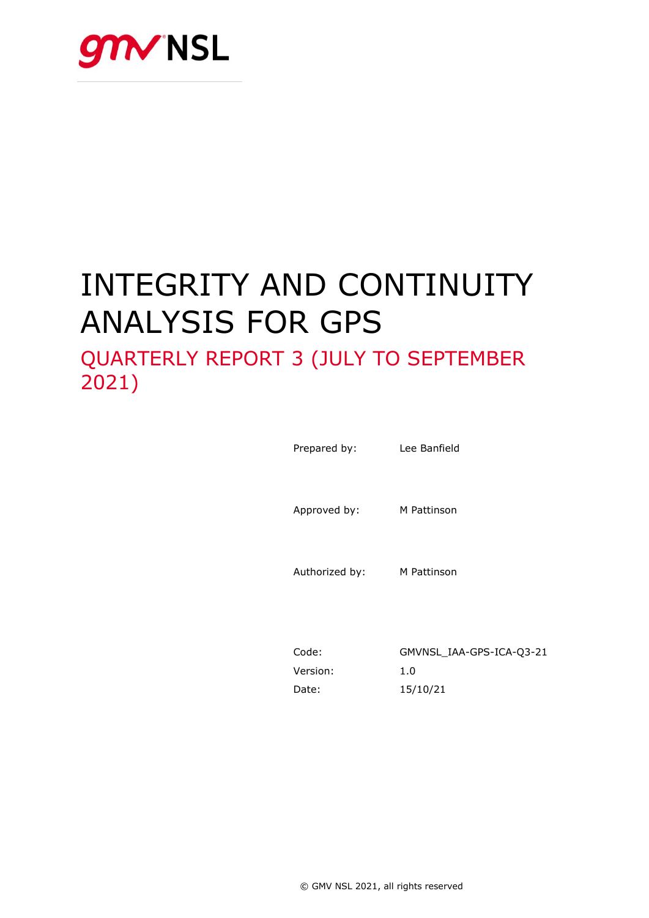gmv NSL

# INTEGRITY AND CONTINUITY ANALYSIS FOR GPS

## QUARTERLY REPORT 3 (JULY TO SEPTEMBER 2021)

| | |
|---|---|
| Prepared by: | Lee Banfield |
| Approved by: | M Pattinson |
| Authorized by: | M Pattinson |

| | |
|---|---|
| Code: | GMVNSL_IAA-GPS-ICA-Q3-21 |
| Version: | 1.0 |
| Date: | 15/10/21 |

© GMV NSL 2021, all rights reserved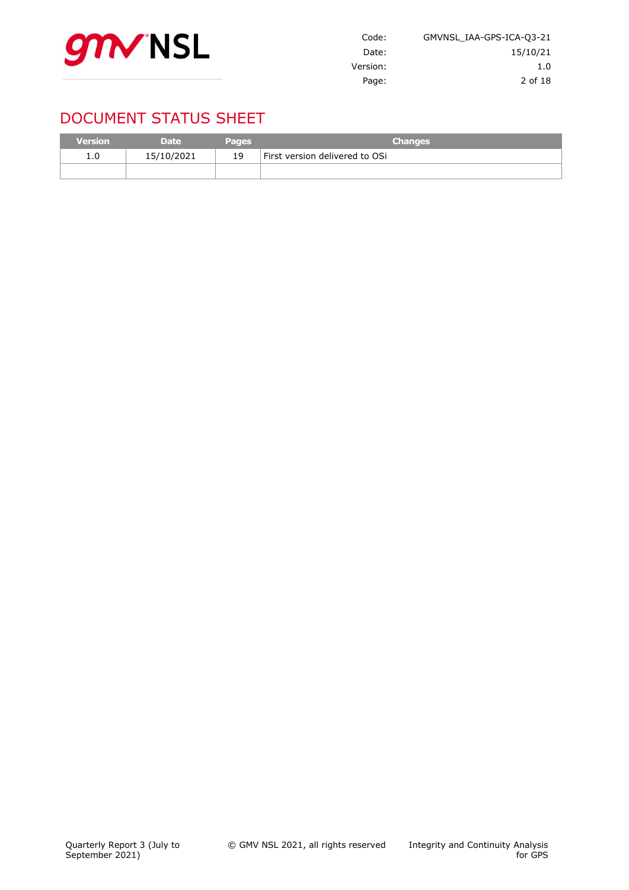# DOCUMENT STATUS SHEET

| Version | Date | Pages | Changes |
|---|---|---|---|
| 1.0 | 15/10/2021 | 19 | First version delivered to OSi |
| | | | |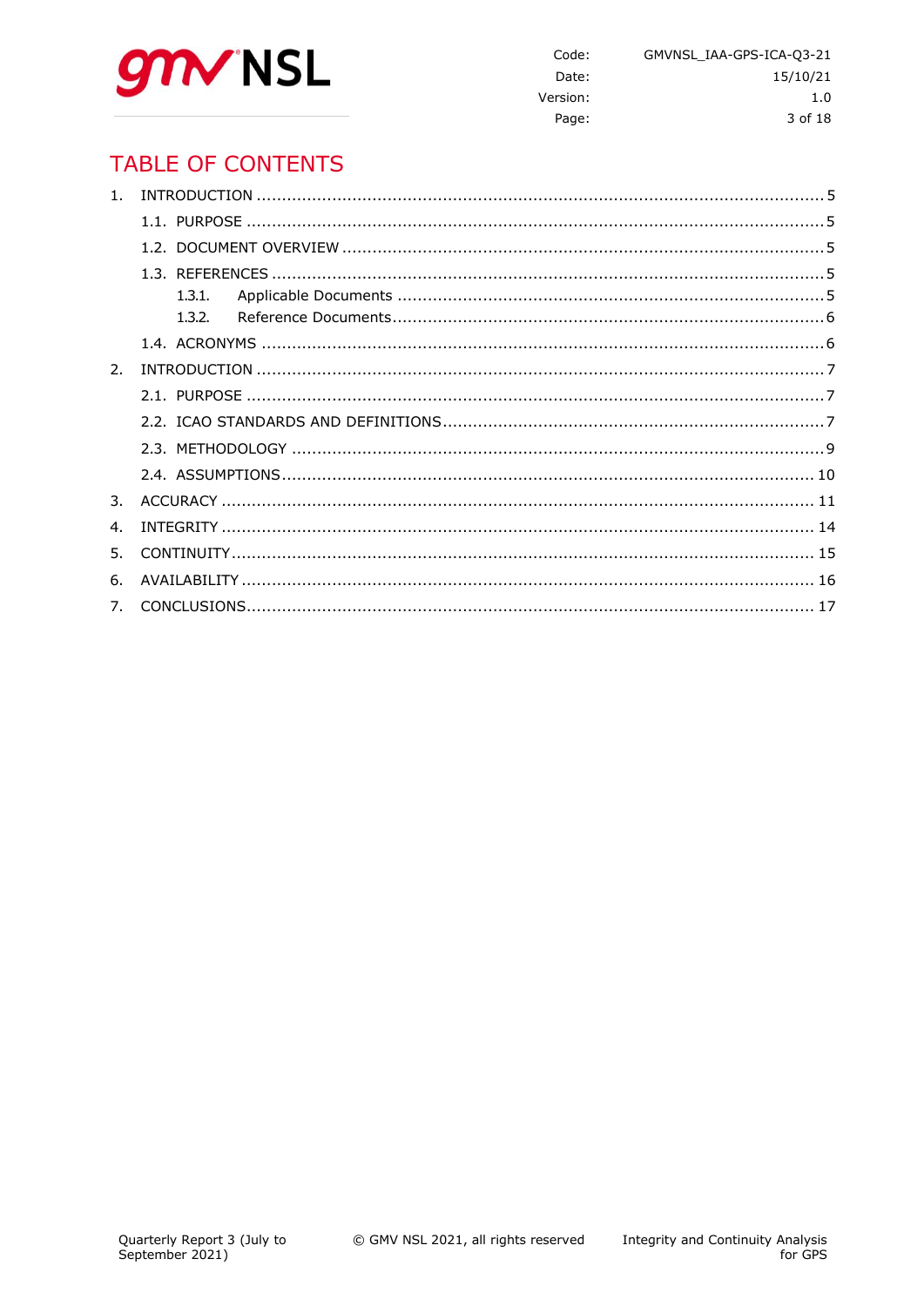# TABLE OF CONTENTS

1. INTRODUCTION ........................................................................................................ 5
    1.1. PURPOSE ........................................................................................................ 5
    1.2. DOCUMENT OVERVIEW ....................................................................................... 5
    1.3. REFERENCES ................................................................................................... 5
        1.3.1. Applicable Documents ................................................................................. 5
        1.3.2. Reference Documents .................................................................................. 6
    1.4. ACRONYMS ...................................................................................................... 6
2. INTRODUCTION ........................................................................................................ 7
    2.1. PURPOSE ........................................................................................................ 7
    2.2. ICAO STANDARDS AND DEFINITIONS ................................................................... 7
    2.3. METHODOLOGY ................................................................................................ 9
    2.4. ASSUMPTIONS ................................................................................................. 10
3. ACCURACY ............................................................................................................. 11
4. INTEGRITY ............................................................................................................. 14
5. CONTINUITY ........................................................................................................... 15
6. AVAILABILITY ......................................................................................................... 16
7. CONCLUSIONS ......................................................................................................... 17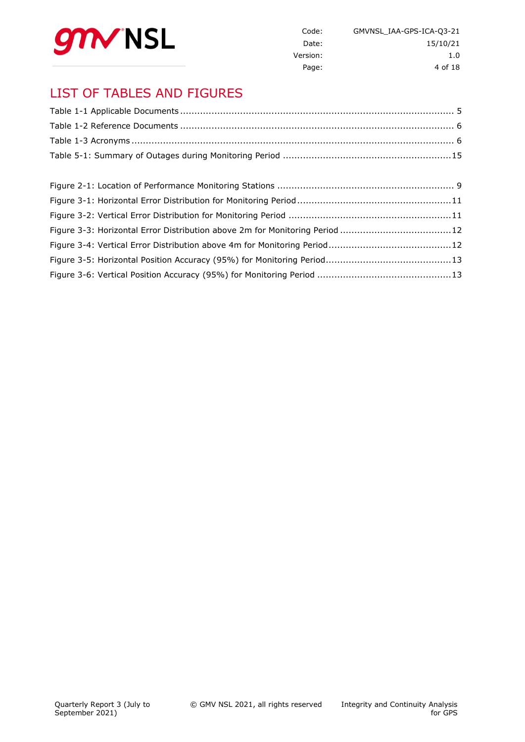# LIST OF TABLES AND FIGURES

Table 1-1 Applicable Documents ................................................................................................ 5

Table 1-2 Reference Documents ................................................................................................ 6

Table 1-3 Acronyms ................................................................................................................... 6

Table 5-1: Summary of Outages during Monitoring Period ..........................................................15

Figure 2-1: Location of Performance Monitoring Stations ............................................................. 9

Figure 3-1: Horizontal Error Distribution for Monitoring Period .....................................................11

Figure 3-2: Vertical Error Distribution for Monitoring Period .........................................................11

Figure 3-3: Horizontal Error Distribution above 2m for Monitoring Period .......................................12

Figure 3-4: Vertical Error Distribution above 4m for Monitoring Period ...........................................12

Figure 3-5: Horizontal Position Accuracy (95%) for Monitoring Period............................................13

Figure 3-6: Vertical Position Accuracy (95%) for Monitoring Period ...............................................13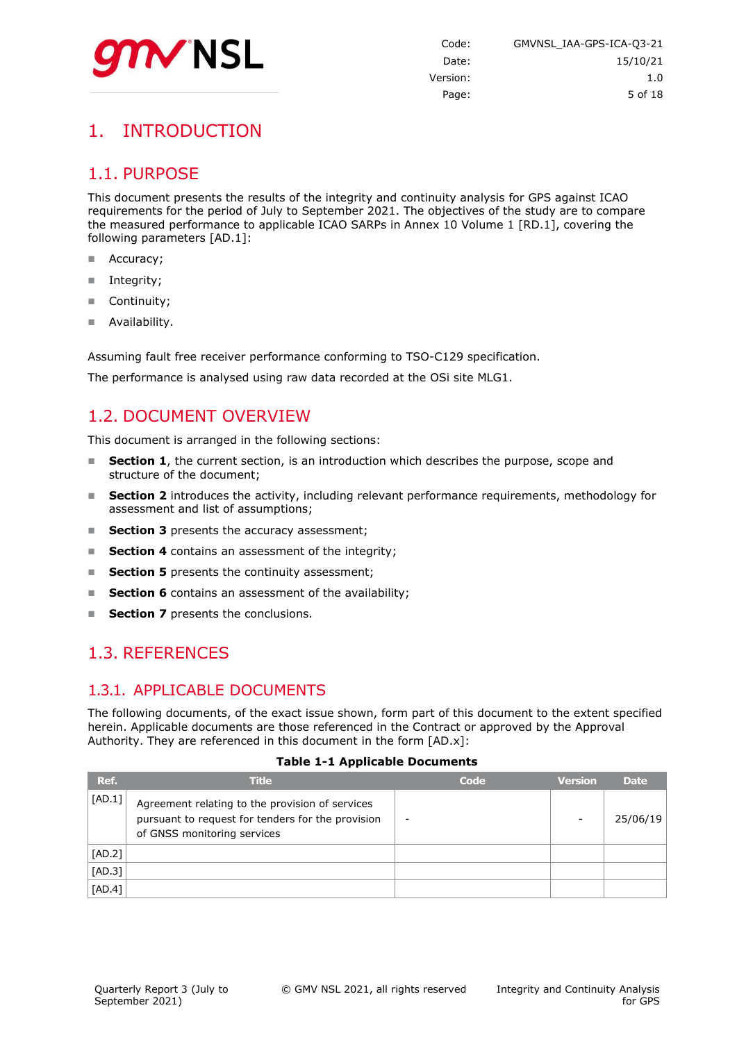# 1. INTRODUCTION

## 1.1. PURPOSE

This document presents the results of the integrity and continuity analysis for GPS against ICAO requirements for the period of July to September 2021. The objectives of the study are to compare the measured performance to applicable ICAO SARPs in Annex 10 Volume 1 [RD.1], covering the following parameters [AD.1]:

- Accuracy;
- Integrity;
- Continuity;
- Availability.

Assuming fault free receiver performance conforming to TSO-C129 specification.

The performance is analysed using raw data recorded at the OSi site MLG1.

## 1.2. DOCUMENT OVERVIEW

This document is arranged in the following sections:

- **Section 1**, the current section, is an introduction which describes the purpose, scope and structure of the document;
- **Section 2** introduces the activity, including relevant performance requirements, methodology for assessment and list of assumptions;
- **Section 3** presents the accuracy assessment;
- **Section 4** contains an assessment of the integrity;
- **Section 5** presents the continuity assessment;
- **Section 6** contains an assessment of the availability;
- **Section 7** presents the conclusions.

## 1.3. REFERENCES

### 1.3.1. APPLICABLE DOCUMENTS

The following documents, of the exact issue shown, form part of this document to the extent specified herein. Applicable documents are those referenced in the Contract or approved by the Approval Authority. They are referenced in this document in the form [AD.x]:

**Table 1-1 Applicable Documents**

| Ref. | Title | Code | Version | Date |
|---|---|---|---|---|
| [AD.1] | Agreement relating to the provision of services pursuant to request for tenders for the provision of GNSS monitoring services | - | - | 25/06/19 |
| [AD.2] | | | | |
| [AD.3] | | | | |
| [AD.4] | | | | |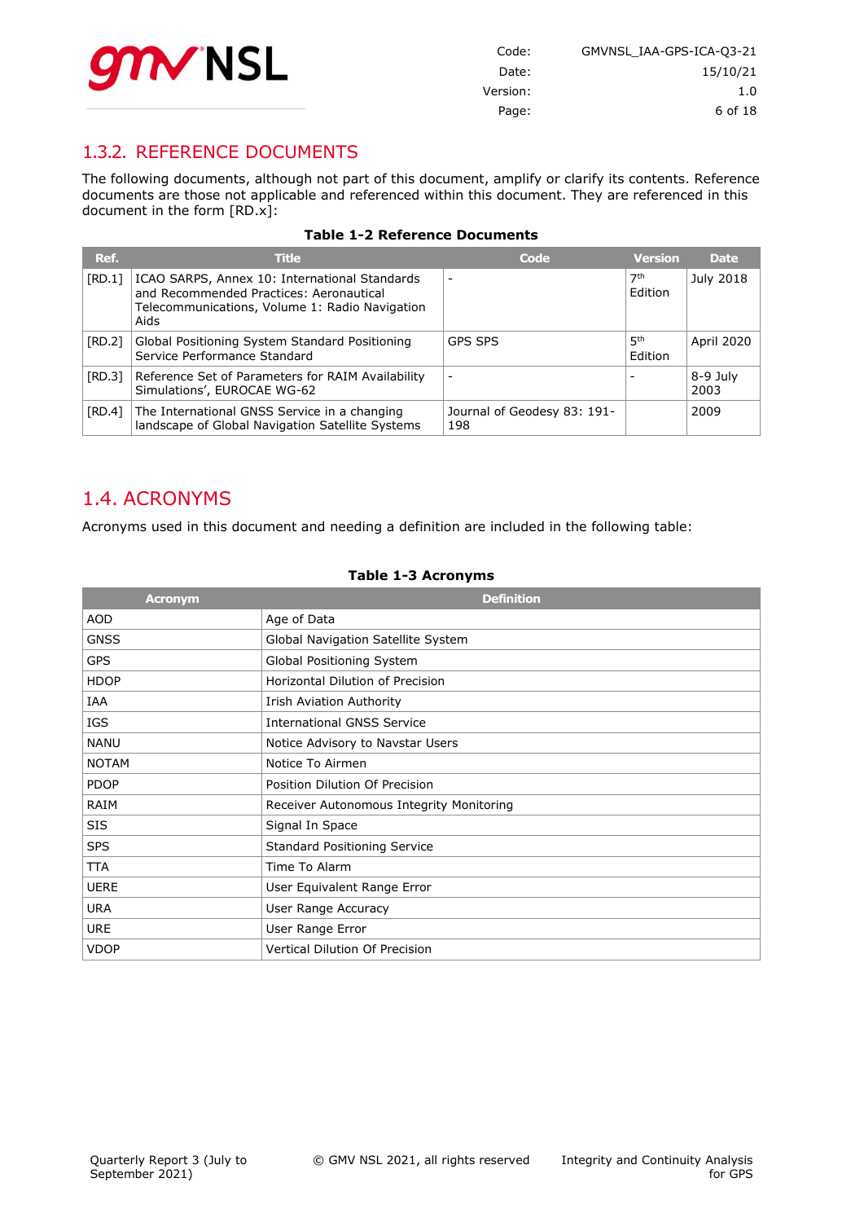### 1.3.2. REFERENCE DOCUMENTS

The following documents, although not part of this document, amplify or clarify its contents. Reference documents are those not applicable and referenced within this document. They are referenced in this document in the form [RD.x]:

**Table 1-2 Reference Documents**

| Ref. | Title | Code | Version | Date |
|---|---|---|---|---|
| [RD.1] | ICAO SARPS, Annex 10: International Standards and Recommended Practices: Aeronautical Telecommunications, Volume 1: Radio Navigation Aids | - | 7th Edition | July 2018 |
| [RD.2] | Global Positioning System Standard Positioning Service Performance Standard | GPS SPS | 5th Edition | April 2020 |
| [RD.3] | Reference Set of Parameters for RAIM Availability Simulations', EUROCAE WG-62 | - | - | 8-9 July 2003 |
| [RD.4] | The International GNSS Service in a changing landscape of Global Navigation Satellite Systems | Journal of Geodesy 83: 191-198 | | 2009 |

## 1.4. ACRONYMS

Acronyms used in this document and needing a definition are included in the following table:

**Table 1-3 Acronyms**

| Acronym | Definition |
|---|---|
| AOD | Age of Data |
| GNSS | Global Navigation Satellite System |
| GPS | Global Positioning System |
| HDOP | Horizontal Dilution of Precision |
| IAA | Irish Aviation Authority |
| IGS | International GNSS Service |
| NANU | Notice Advisory to Navstar Users |
| NOTAM | Notice To Airmen |
| PDOP | Position Dilution Of Precision |
| RAIM | Receiver Autonomous Integrity Monitoring |
| SIS | Signal In Space |
| SPS | Standard Positioning Service |
| TTA | Time To Alarm |
| UERE | User Equivalent Range Error |
| URA | User Range Accuracy |
| URE | User Range Error |
| VDOP | Vertical Dilution Of Precision |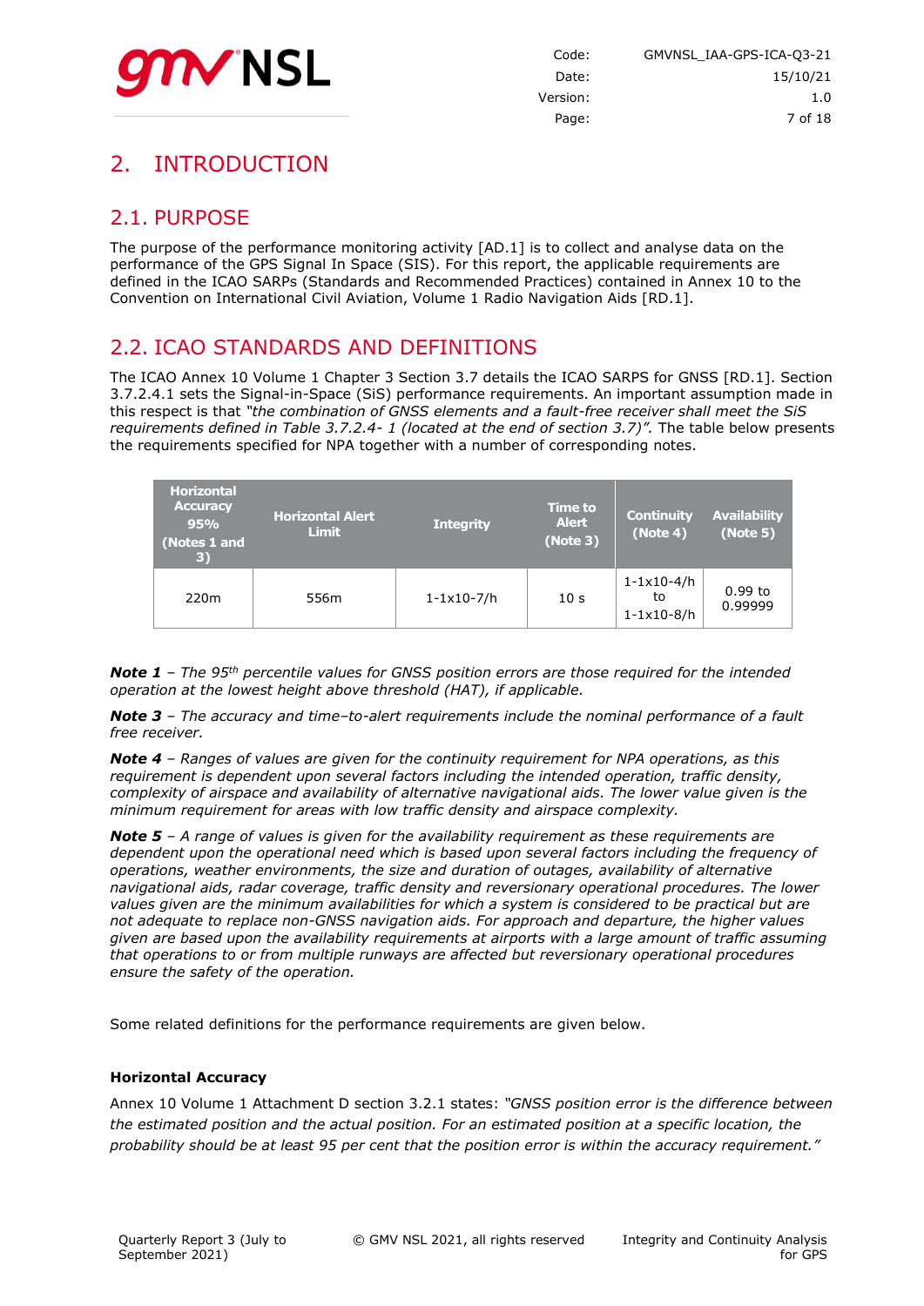# 2. INTRODUCTION

## 2.1. PURPOSE

The purpose of the performance monitoring activity [AD.1] is to collect and analyse data on the performance of the GPS Signal In Space (SIS). For this report, the applicable requirements are defined in the ICAO SARPs (Standards and Recommended Practices) contained in Annex 10 to the Convention on International Civil Aviation, Volume 1 Radio Navigation Aids [RD.1].

## 2.2. ICAO STANDARDS AND DEFINITIONS

The ICAO Annex 10 Volume 1 Chapter 3 Section 3.7 details the ICAO SARPS for GNSS [RD.1]. Section 3.7.2.4.1 sets the Signal-in-Space (SiS) performance requirements. An important assumption made in this respect is that *"the combination of GNSS elements and a fault-free receiver shall meet the SiS requirements defined in Table 3.7.2.4- 1 (located at the end of section 3.7)"*. The table below presents the requirements specified for NPA together with a number of corresponding notes.

| Horizontal Accuracy 95% (Notes 1 and 3) | Horizontal Alert Limit | Integrity | Time to Alert (Note 3) | Continuity (Note 4) | Availability (Note 5) |
|---|---|---|---|---|---|
| 220m | 556m | 1-1x10-7/h | 10 s | 1-1x10-4/h to 1-1x10-8/h | 0.99 to 0.99999 |

***Note 1*** *– The 95th percentile values for GNSS position errors are those required for the intended operation at the lowest height above threshold (HAT), if applicable.*

***Note 3*** *– The accuracy and time–to-alert requirements include the nominal performance of a fault free receiver.*

***Note 4*** *– Ranges of values are given for the continuity requirement for NPA operations, as this requirement is dependent upon several factors including the intended operation, traffic density, complexity of airspace and availability of alternative navigational aids. The lower value given is the minimum requirement for areas with low traffic density and airspace complexity.*

***Note 5*** *– A range of values is given for the availability requirement as these requirements are dependent upon the operational need which is based upon several factors including the frequency of operations, weather environments, the size and duration of outages, availability of alternative navigational aids, radar coverage, traffic density and reversionary operational procedures. The lower values given are the minimum availabilities for which a system is considered to be practical but are not adequate to replace non-GNSS navigation aids. For approach and departure, the higher values given are based upon the availability requirements at airports with a large amount of traffic assuming that operations to or from multiple runways are affected but reversionary operational procedures ensure the safety of the operation.*

Some related definitions for the performance requirements are given below.

**Horizontal Accuracy**

Annex 10 Volume 1 Attachment D section 3.2.1 states: *"GNSS position error is the difference between the estimated position and the actual position. For an estimated position at a specific location, the probability should be at least 95 per cent that the position error is within the accuracy requirement."*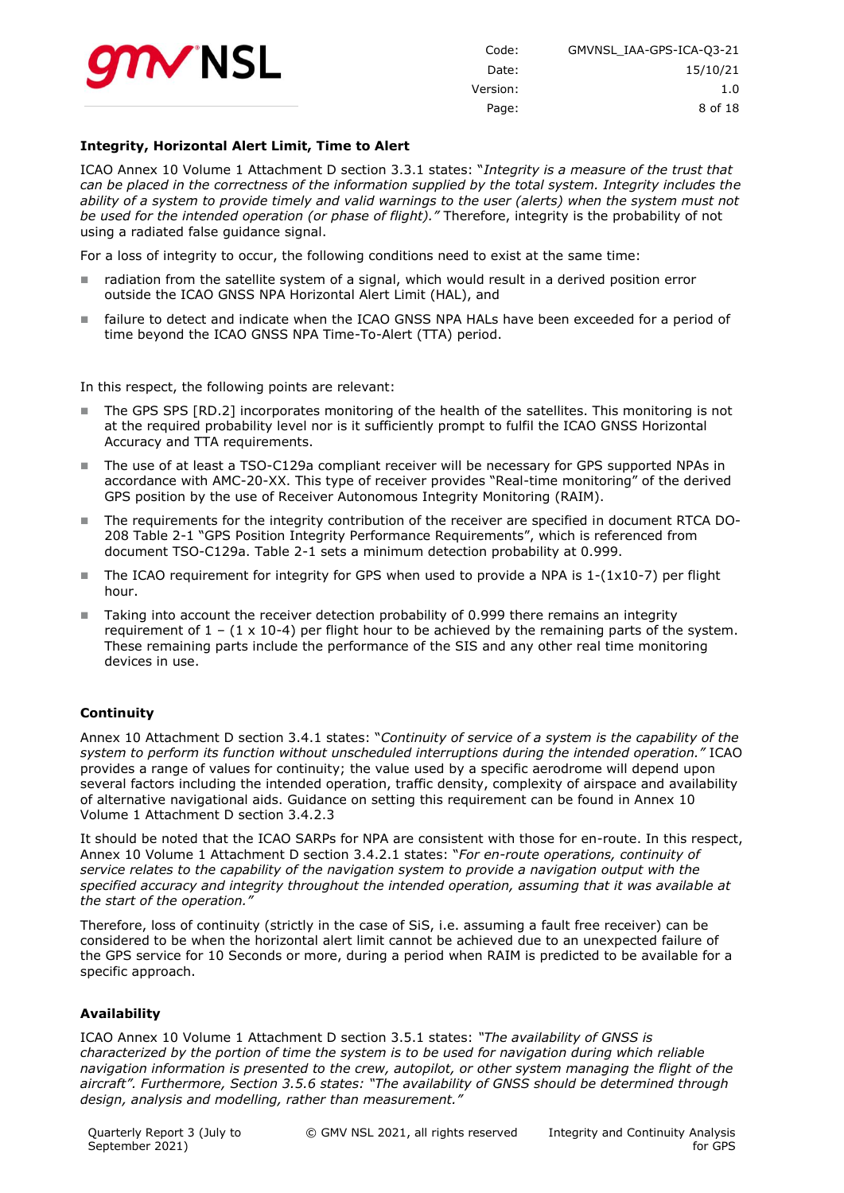### Integrity, Horizontal Alert Limit, Time to Alert

ICAO Annex 10 Volume 1 Attachment D section 3.3.1 states: "*Integrity is a measure of the trust that can be placed in the correctness of the information supplied by the total system. Integrity includes the ability of a system to provide timely and valid warnings to the user (alerts) when the system must not be used for the intended operation (or phase of flight).*" Therefore, integrity is the probability of not using a radiated false guidance signal.

For a loss of integrity to occur, the following conditions need to exist at the same time:

- radiation from the satellite system of a signal, which would result in a derived position error outside the ICAO GNSS NPA Horizontal Alert Limit (HAL), and
- failure to detect and indicate when the ICAO GNSS NPA HALs have been exceeded for a period of time beyond the ICAO GNSS NPA Time-To-Alert (TTA) period.

In this respect, the following points are relevant:

- The GPS SPS [RD.2] incorporates monitoring of the health of the satellites. This monitoring is not at the required probability level nor is it sufficiently prompt to fulfil the ICAO GNSS Horizontal Accuracy and TTA requirements.
- The use of at least a TSO-C129a compliant receiver will be necessary for GPS supported NPAs in accordance with AMC-20-XX. This type of receiver provides "Real-time monitoring" of the derived GPS position by the use of Receiver Autonomous Integrity Monitoring (RAIM).
- The requirements for the integrity contribution of the receiver are specified in document RTCA DO-208 Table 2-1 "GPS Position Integrity Performance Requirements", which is referenced from document TSO-C129a. Table 2-1 sets a minimum detection probability at 0.999.
- The ICAO requirement for integrity for GPS when used to provide a NPA is 1-(1x10-7) per flight hour.
- Taking into account the receiver detection probability of 0.999 there remains an integrity requirement of 1 – (1 x 10-4) per flight hour to be achieved by the remaining parts of the system. These remaining parts include the performance of the SIS and any other real time monitoring devices in use.

### Continuity

Annex 10 Attachment D section 3.4.1 states: "*Continuity of service of a system is the capability of the system to perform its function without unscheduled interruptions during the intended operation.*" ICAO provides a range of values for continuity; the value used by a specific aerodrome will depend upon several factors including the intended operation, traffic density, complexity of airspace and availability of alternative navigational aids. Guidance on setting this requirement can be found in Annex 10 Volume 1 Attachment D section 3.4.2.3

It should be noted that the ICAO SARPs for NPA are consistent with those for en-route. In this respect, Annex 10 Volume 1 Attachment D section 3.4.2.1 states: "*For en-route operations, continuity of service relates to the capability of the navigation system to provide a navigation output with the specified accuracy and integrity throughout the intended operation, assuming that it was available at the start of the operation.*"

Therefore, loss of continuity (strictly in the case of SiS, i.e. assuming a fault free receiver) can be considered to be when the horizontal alert limit cannot be achieved due to an unexpected failure of the GPS service for 10 Seconds or more, during a period when RAIM is predicted to be available for a specific approach.

### Availability

ICAO Annex 10 Volume 1 Attachment D section 3.5.1 states: *"The availability of GNSS is characterized by the portion of time the system is to be used for navigation during which reliable navigation information is presented to the crew, autopilot, or other system managing the flight of the aircraft". Furthermore, Section 3.5.6 states: "The availability of GNSS should be determined through design, analysis and modelling, rather than measurement."*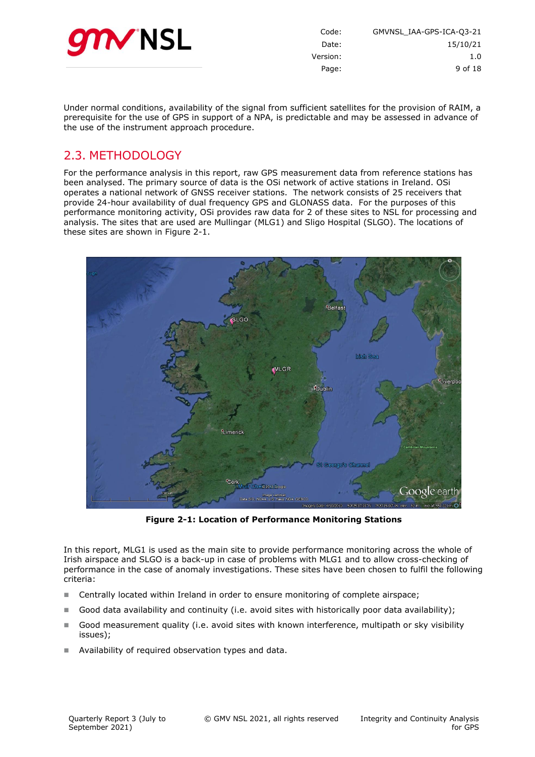Under normal conditions, availability of the signal from sufficient satellites for the provision of RAIM, a prerequisite for the use of GPS in support of a NPA, is predictable and may be assessed in advance of the use of the instrument approach procedure.

## 2.3. METHODOLOGY

For the performance analysis in this report, raw GPS measurement data from reference stations has been analysed. The primary source of data is the OSi network of active stations in Ireland. OSi operates a national network of GNSS receiver stations. The network consists of 25 receivers that provide 24-hour availability of dual frequency GPS and GLONASS data. For the purposes of this performance monitoring activity, OSi provides raw data for 2 of these sites to NSL for processing and analysis. The sites that are used are Mullingar (MLG1) and Sligo Hospital (SLGO). The locations of these sites are shown in Figure 2-1.

**Figure 2-1: Location of Performance Monitoring Stations**

In this report, MLG1 is used as the main site to provide performance monitoring across the whole of Irish airspace and SLGO is a back-up in case of problems with MLG1 and to allow cross-checking of performance in the case of anomaly investigations. These sites have been chosen to fulfil the following criteria:

- Centrally located within Ireland in order to ensure monitoring of complete airspace;
- Good data availability and continuity (i.e. avoid sites with historically poor data availability);
- Good measurement quality (i.e. avoid sites with known interference, multipath or sky visibility issues);
- Availability of required observation types and data.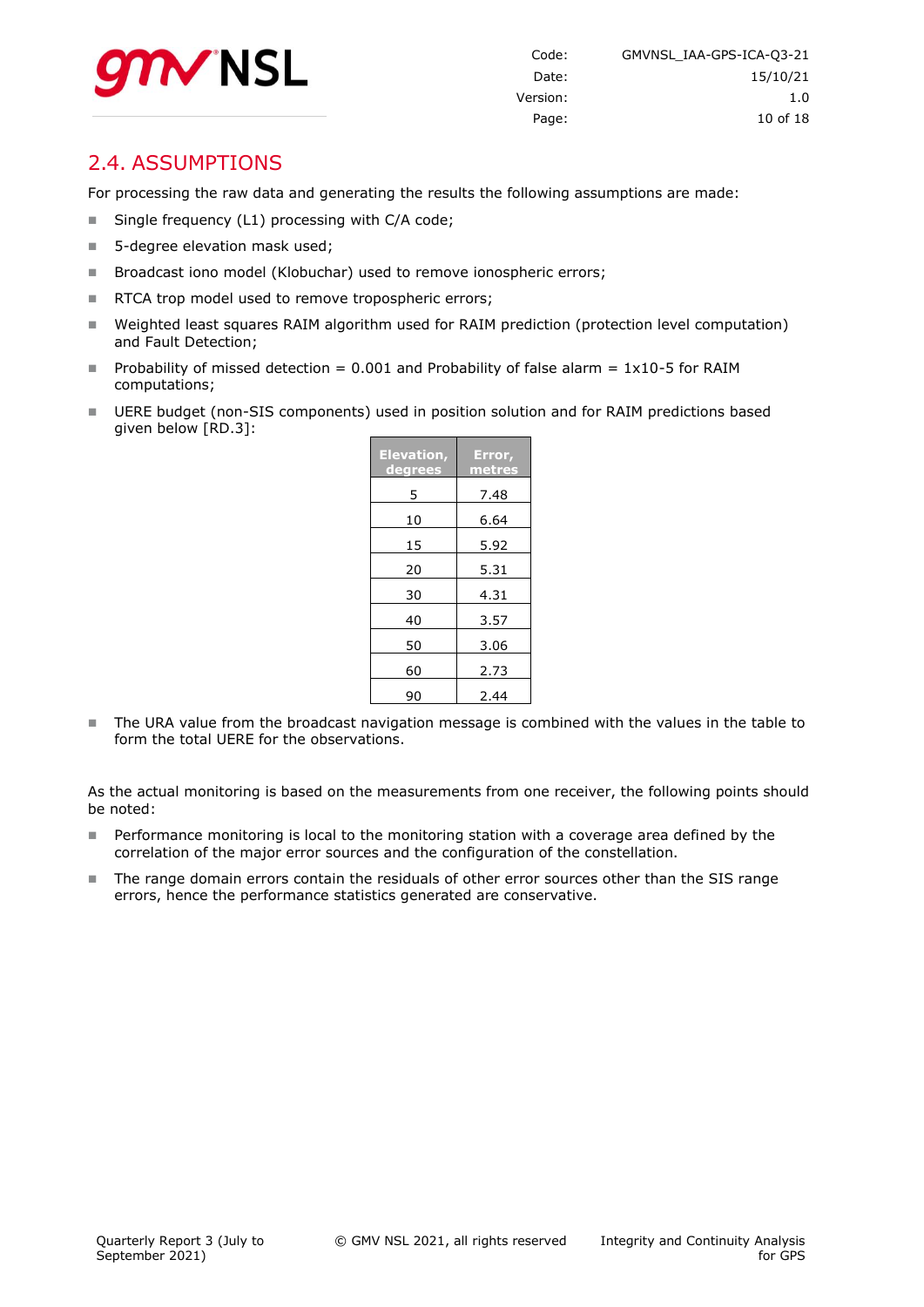## 2.4. ASSUMPTIONS

For processing the raw data and generating the results the following assumptions are made:

- Single frequency (L1) processing with C/A code;
- 5-degree elevation mask used;
- Broadcast iono model (Klobuchar) used to remove ionospheric errors;
- RTCA trop model used to remove tropospheric errors;
- Weighted least squares RAIM algorithm used for RAIM prediction (protection level computation) and Fault Detection;
- Probability of missed detection = 0.001 and Probability of false alarm = 1x10-5 for RAIM computations;
- UERE budget (non-SIS components) used in position solution and for RAIM predictions based given below [RD.3]:

| Elevation, degrees | Error, metres |
|---|---|
| 5 | 7.48 |
| 10 | 6.64 |
| 15 | 5.92 |
| 20 | 5.31 |
| 30 | 4.31 |
| 40 | 3.57 |
| 50 | 3.06 |
| 60 | 2.73 |
| 90 | 2.44 |

- The URA value from the broadcast navigation message is combined with the values in the table to form the total UERE for the observations.

As the actual monitoring is based on the measurements from one receiver, the following points should be noted:

- Performance monitoring is local to the monitoring station with a coverage area defined by the correlation of the major error sources and the configuration of the constellation.
- The range domain errors contain the residuals of other error sources other than the SIS range errors, hence the performance statistics generated are conservative.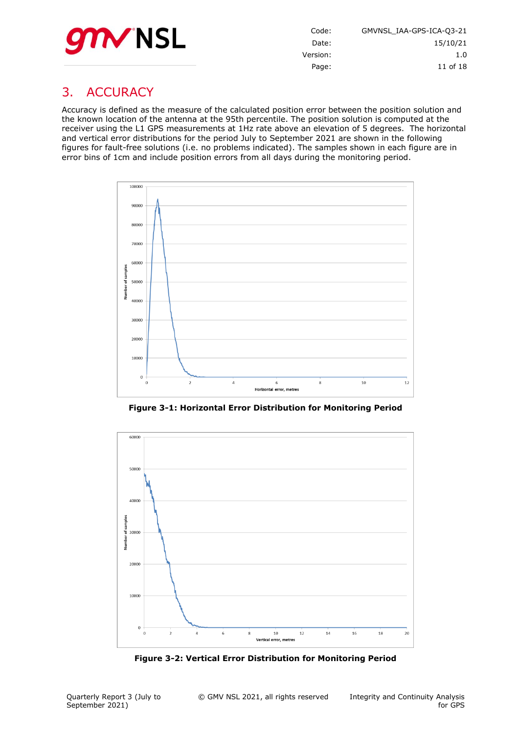# 3. ACCURACY

Accuracy is defined as the measure of the calculated position error between the position solution and the known location of the antenna at the 95th percentile. The position solution is computed at the receiver using the L1 GPS measurements at 1Hz rate above an elevation of 5 degrees. The horizontal and vertical error distributions for the period July to September 2021 are shown in the following figures for fault-free solutions (i.e. no problems indicated). The samples shown in each figure are in error bins of 1cm and include position errors from all days during the monitoring period.

**Figure 3-1: Horizontal Error Distribution for Monitoring Period**

**Figure 3-2: Vertical Error Distribution for Monitoring Period**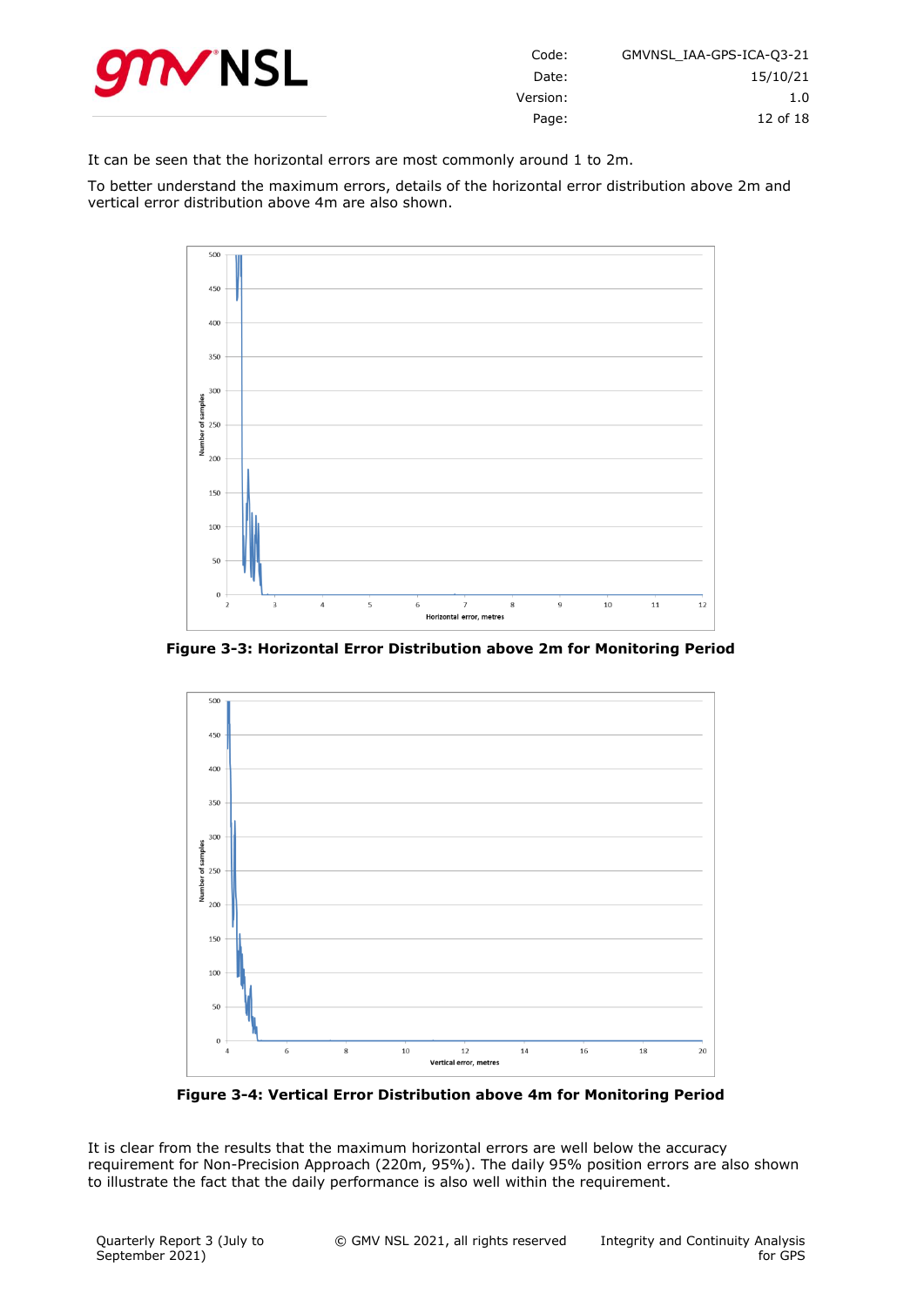It can be seen that the horizontal errors are most commonly around 1 to 2m.

To better understand the maximum errors, details of the horizontal error distribution above 2m and vertical error distribution above 4m are also shown.

**Figure 3-3: Horizontal Error Distribution above 2m for Monitoring Period**

**Figure 3-4: Vertical Error Distribution above 4m for Monitoring Period**

It is clear from the results that the maximum horizontal errors are well below the accuracy requirement for Non-Precision Approach (220m, 95%). The daily 95% position errors are also shown to illustrate the fact that the daily performance is also well within the requirement.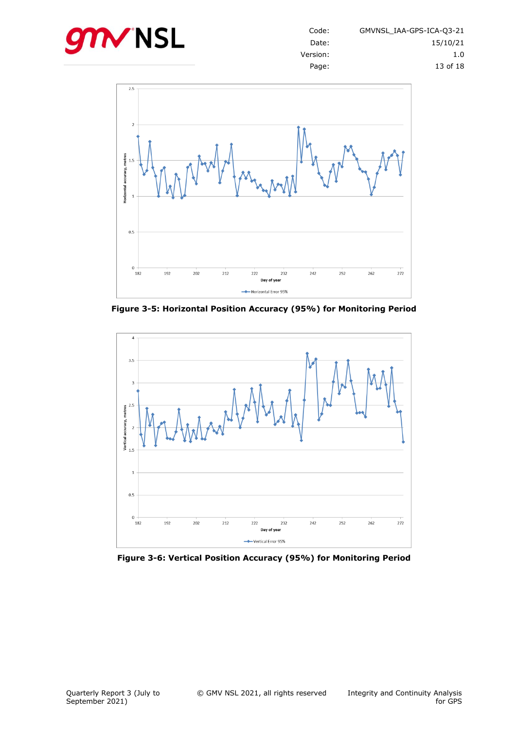Figure 3-5: Horizontal Position Accuracy (95%) for Monitoring Period

Figure 3-6: Vertical Position Accuracy (95%) for Monitoring Period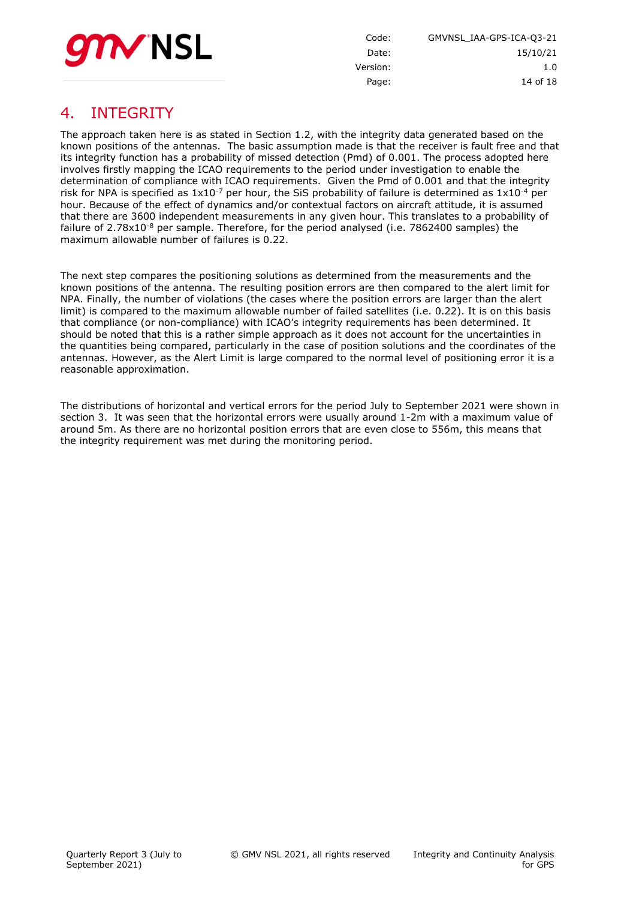# 4. INTEGRITY

The approach taken here is as stated in Section 1.2, with the integrity data generated based on the known positions of the antennas. The basic assumption made is that the receiver is fault free and that its integrity function has a probability of missed detection (Pmd) of 0.001. The process adopted here involves firstly mapping the ICAO requirements to the period under investigation to enable the determination of compliance with ICAO requirements. Given the Pmd of 0.001 and that the integrity risk for NPA is specified as $1x10^{-7}$ per hour, the SiS probability of failure is determined as $1x10^{-4}$ per hour. Because of the effect of dynamics and/or contextual factors on aircraft attitude, it is assumed that there are 3600 independent measurements in any given hour. This translates to a probability of failure of $2.78x10^{-8}$ per sample. Therefore, for the period analysed (i.e. 7862400 samples) the maximum allowable number of failures is 0.22.

The next step compares the positioning solutions as determined from the measurements and the known positions of the antenna. The resulting position errors are then compared to the alert limit for NPA. Finally, the number of violations (the cases where the position errors are larger than the alert limit) is compared to the maximum allowable number of failed satellites (i.e. 0.22). It is on this basis that compliance (or non-compliance) with ICAO's integrity requirements has been determined. It should be noted that this is a rather simple approach as it does not account for the uncertainties in the quantities being compared, particularly in the case of position solutions and the coordinates of the antennas. However, as the Alert Limit is large compared to the normal level of positioning error it is a reasonable approximation.

The distributions of horizontal and vertical errors for the period July to September 2021 were shown in section 3. It was seen that the horizontal errors were usually around 1-2m with a maximum value of around 5m. As there are no horizontal position errors that are even close to 556m, this means that the integrity requirement was met during the monitoring period.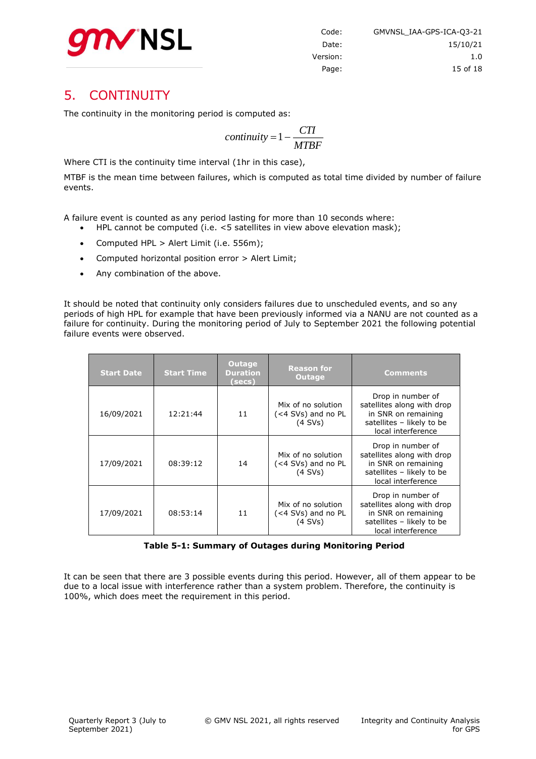# 5. CONTINUITY

The continuity in the monitoring period is computed as:

$$continuity = 1 - \frac{CTI}{MTBF}$$

Where CTI is the continuity time interval (1hr in this case),

MTBF is the mean time between failures, which is computed as total time divided by number of failure events.

A failure event is counted as any period lasting for more than 10 seconds where:

- HPL cannot be computed (i.e. <5 satellites in view above elevation mask);
- Computed HPL > Alert Limit (i.e. 556m);
- Computed horizontal position error > Alert Limit;
- Any combination of the above.

It should be noted that continuity only considers failures due to unscheduled events, and so any periods of high HPL for example that have been previously informed via a NANU are not counted as a failure for continuity. During the monitoring period of July to September 2021 the following potential failure events were observed.

| Start Date | Start Time | Outage Duration (secs) | Reason for Outage | Comments |
|---|---|---|---|---|
| 16/09/2021 | 12:21:44 | 11 | Mix of no solution (<4 SVs) and no PL (4 SVs) | Drop in number of satellites along with drop in SNR on remaining satellites – likely to be local interference |
| 17/09/2021 | 08:39:12 | 14 | Mix of no solution (<4 SVs) and no PL (4 SVs) | Drop in number of satellites along with drop in SNR on remaining satellites – likely to be local interference |
| 17/09/2021 | 08:53:14 | 11 | Mix of no solution (<4 SVs) and no PL (4 SVs) | Drop in number of satellites along with drop in SNR on remaining satellites – likely to be local interference |

**Table 5-1: Summary of Outages during Monitoring Period**

It can be seen that there are 3 possible events during this period. However, all of them appear to be due to a local issue with interference rather than a system problem. Therefore, the continuity is 100%, which does meet the requirement in this period.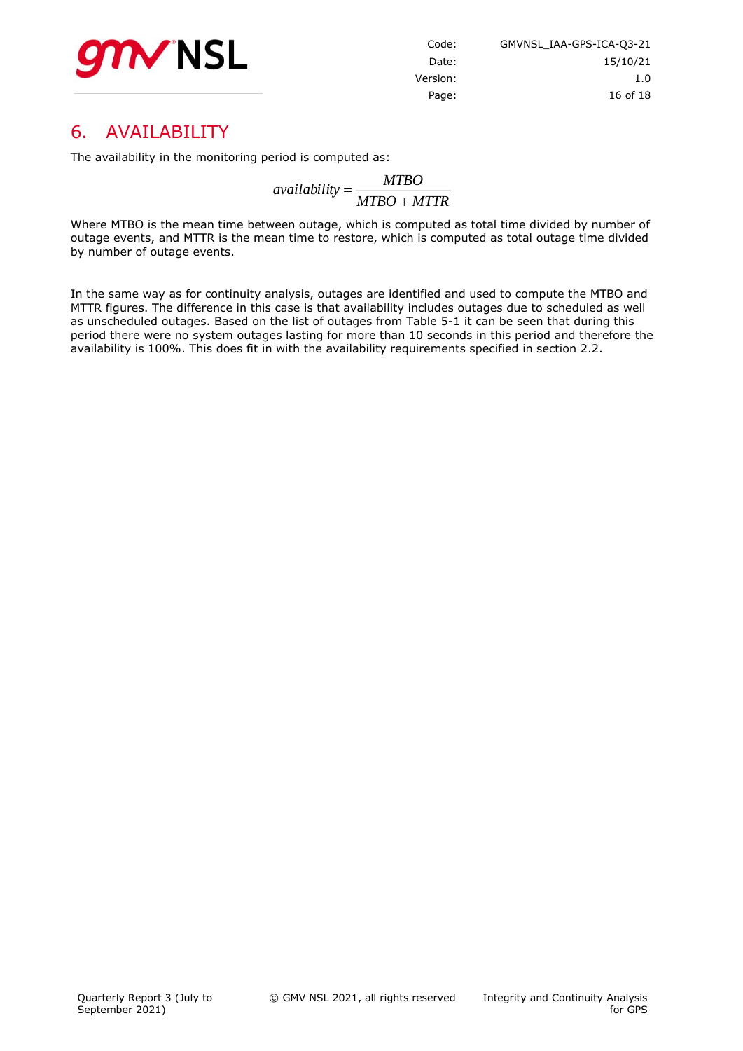# 6. AVAILABILITY

The availability in the monitoring period is computed as:

$$availability = \frac{MTBO}{MTBO + MTTR}$$

Where MTBO is the mean time between outage, which is computed as total time divided by number of outage events, and MTTR is the mean time to restore, which is computed as total outage time divided by number of outage events.

In the same way as for continuity analysis, outages are identified and used to compute the MTBO and MTTR figures. The difference in this case is that availability includes outages due to scheduled as well as unscheduled outages. Based on the list of outages from Table 5-1 it can be seen that during this period there were no system outages lasting for more than 10 seconds in this period and therefore the availability is 100%. This does fit in with the availability requirements specified in section 2.2.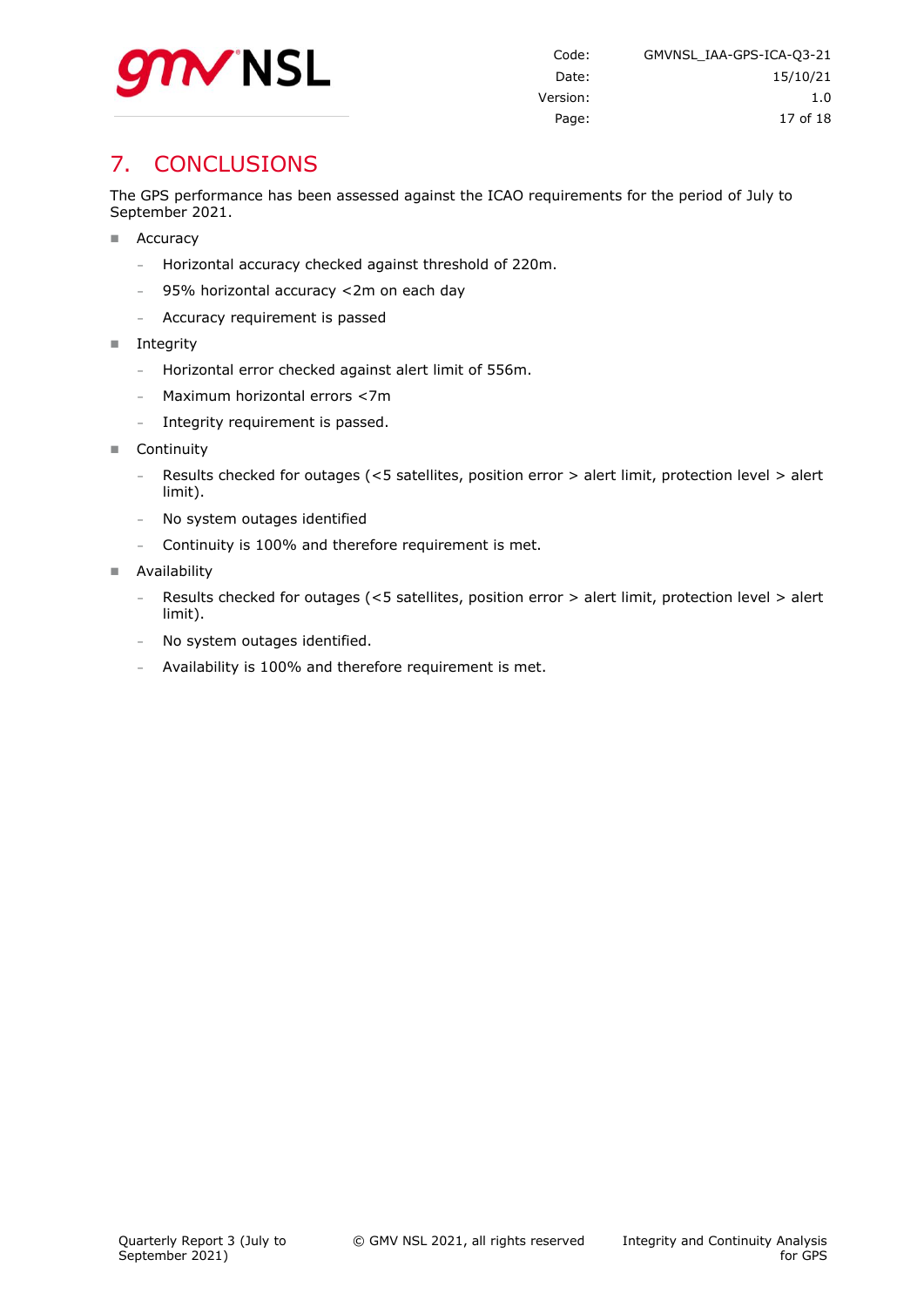# 7. CONCLUSIONS

The GPS performance has been assessed against the ICAO requirements for the period of July to September 2021.

- Accuracy
  - Horizontal accuracy checked against threshold of 220m.
  - 95% horizontal accuracy <2m on each day
  - Accuracy requirement is passed
- Integrity
  - Horizontal error checked against alert limit of 556m.
  - Maximum horizontal errors <7m
  - Integrity requirement is passed.
- Continuity
  - Results checked for outages (<5 satellites, position error > alert limit, protection level > alert limit).
  - No system outages identified
  - Continuity is 100% and therefore requirement is met.
- Availability
  - Results checked for outages (<5 satellites, position error > alert limit, protection level > alert limit).
  - No system outages identified.
  - Availability is 100% and therefore requirement is met.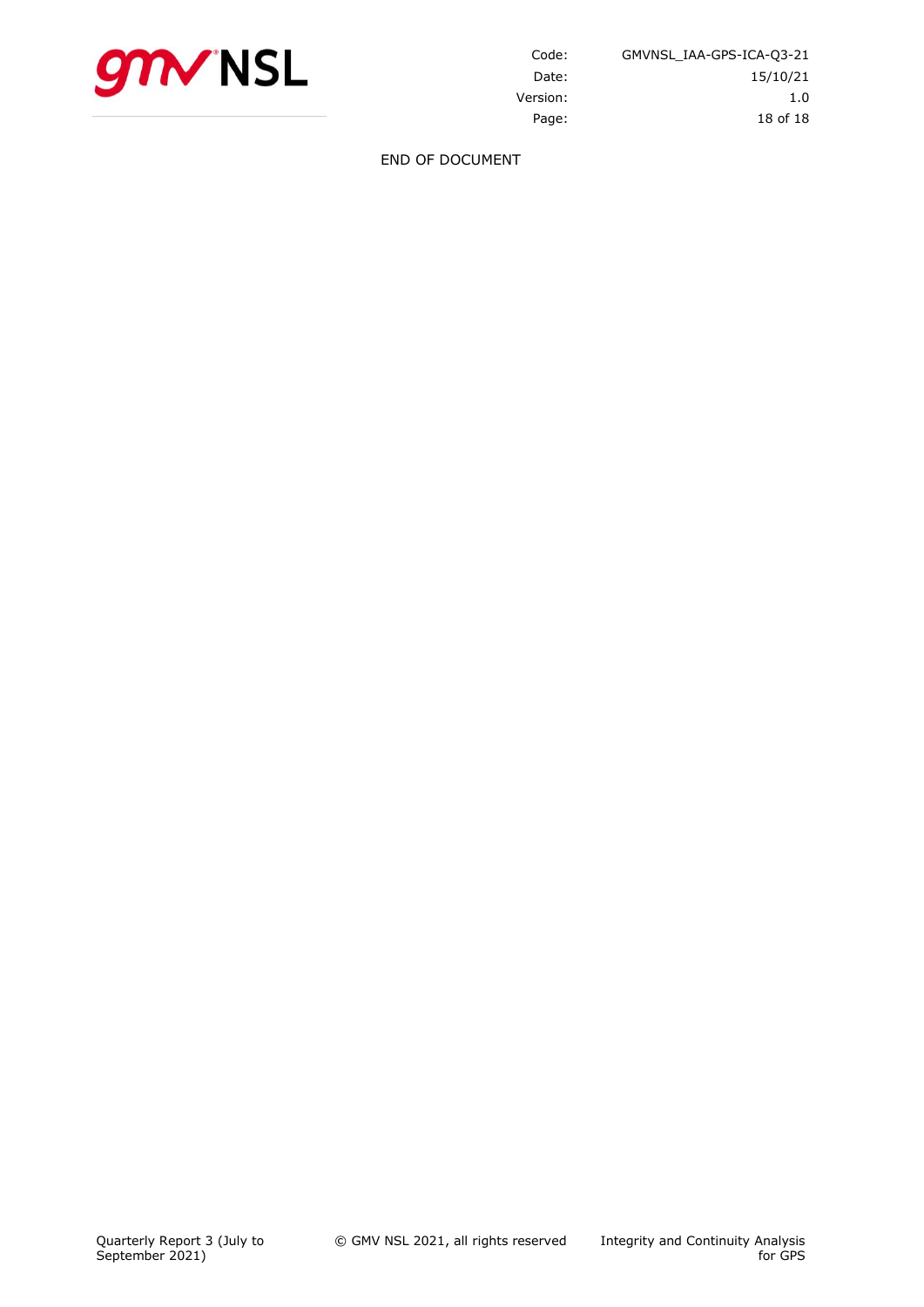END OF DOCUMENT